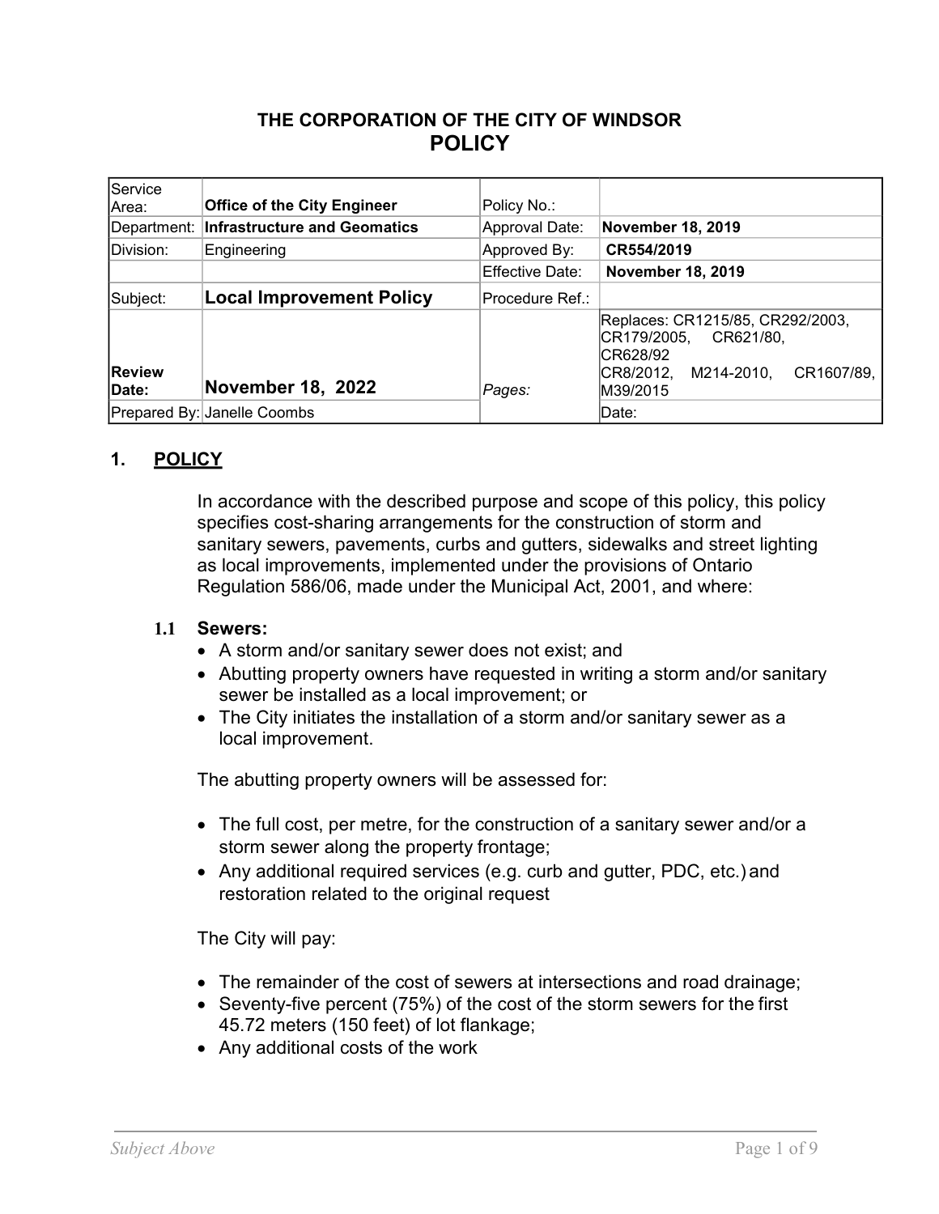# THE CORPORATION OF THE CITY OF WINDSOR

# POLICY

| | | | |
|---|---|---|---|
| Service Area: | **Office of the City Engineer** | Policy No.: | |
| Department: | **Infrastructure and Geomatics** | Approval Date: | **November 18, 2019** |
| Division: | Engineering | Approved By: | **CR554/2019** |
| | | Effective Date: | **November 18, 2019** |
| Subject: | **Local Improvement Policy** | Procedure Ref.: | |
| **Review Date:** | **November 18, 2022** | *Pages:* | Replaces: CR1215/85, CR292/2003, CR179/2005, CR621/80, CR628/92 CR8/2012, M214-2010, CR1607/89, M39/2015 |
| Prepared By: | Janelle Coombs | | Date: |

## 1. POLICY

In accordance with the described purpose and scope of this policy, this policy specifies cost-sharing arrangements for the construction of storm and sanitary sewers, pavements, curbs and gutters, sidewalks and street lighting as local improvements, implemented under the provisions of Ontario Regulation 586/06, made under the Municipal Act, 2001, and where:

### 1.1 Sewers:

- A storm and/or sanitary sewer does not exist; and
- Abutting property owners have requested in writing a storm and/or sanitary sewer be installed as a local improvement; or
- The City initiates the installation of a storm and/or sanitary sewer as a local improvement.

The abutting property owners will be assessed for:

- The full cost, per metre, for the construction of a sanitary sewer and/or a storm sewer along the property frontage;
- Any additional required services (e.g. curb and gutter, PDC, etc.) and restoration related to the original request

The City will pay:

- The remainder of the cost of sewers at intersections and road drainage;
- Seventy-five percent (75%) of the cost of the storm sewers for the first 45.72 meters (150 feet) of lot flankage;
- Any additional costs of the work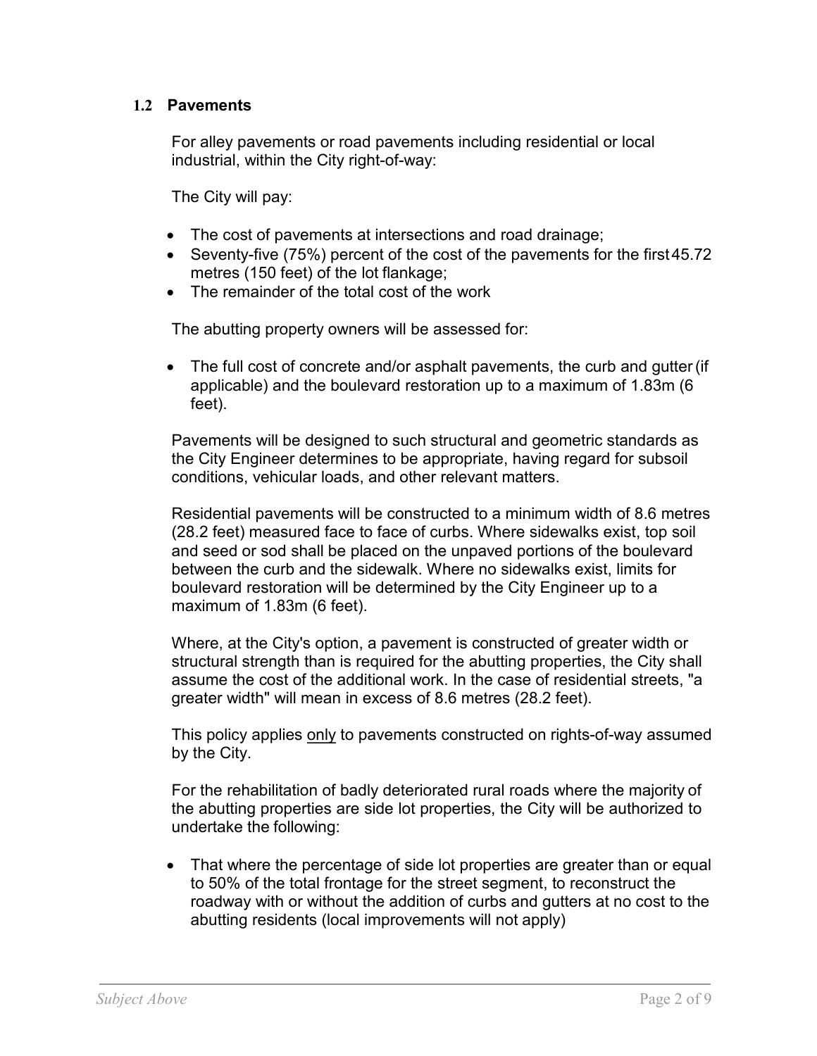### 1.2 Pavements

For alley pavements or road pavements including residential or local industrial, within the City right-of-way:

The City will pay:

- The cost of pavements at intersections and road drainage;
- Seventy-five (75%) percent of the cost of the pavements for the first 45.72 metres (150 feet) of the lot flankage;
- The remainder of the total cost of the work

The abutting property owners will be assessed for:

- The full cost of concrete and/or asphalt pavements, the curb and gutter (if applicable) and the boulevard restoration up to a maximum of 1.83m (6 feet).

Pavements will be designed to such structural and geometric standards as the City Engineer determines to be appropriate, having regard for subsoil conditions, vehicular loads, and other relevant matters.

Residential pavements will be constructed to a minimum width of 8.6 metres (28.2 feet) measured face to face of curbs. Where sidewalks exist, top soil and seed or sod shall be placed on the unpaved portions of the boulevard between the curb and the sidewalk. Where no sidewalks exist, limits for boulevard restoration will be determined by the City Engineer up to a maximum of 1.83m (6 feet).

Where, at the City's option, a pavement is constructed of greater width or structural strength than is required for the abutting properties, the City shall assume the cost of the additional work. In the case of residential streets, "a greater width" will mean in excess of 8.6 metres (28.2 feet).

This policy applies only to pavements constructed on rights-of-way assumed by the City.

For the rehabilitation of badly deteriorated rural roads where the majority of the abutting properties are side lot properties, the City will be authorized to undertake the following:

- That where the percentage of side lot properties are greater than or equal to 50% of the total frontage for the street segment, to reconstruct the roadway with or without the addition of curbs and gutters at no cost to the abutting residents (local improvements will not apply)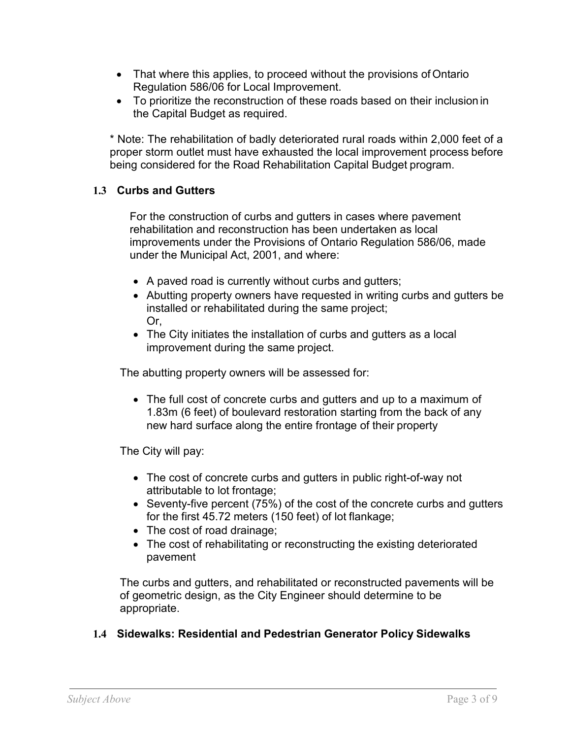- That where this applies, to proceed without the provisions of Ontario Regulation 586/06 for Local Improvement.
- To prioritize the reconstruction of these roads based on their inclusion in the Capital Budget as required.

* Note: The rehabilitation of badly deteriorated rural roads within 2,000 feet of a proper storm outlet must have exhausted the local improvement process before being considered for the Road Rehabilitation Capital Budget program.

### 1.3 Curbs and Gutters

For the construction of curbs and gutters in cases where pavement rehabilitation and reconstruction has been undertaken as local improvements under the Provisions of Ontario Regulation 586/06, made under the Municipal Act, 2001, and where:

- A paved road is currently without curbs and gutters;
- Abutting property owners have requested in writing curbs and gutters be installed or rehabilitated during the same project;
  Or,
- The City initiates the installation of curbs and gutters as a local improvement during the same project.

The abutting property owners will be assessed for:

- The full cost of concrete curbs and gutters and up to a maximum of 1.83m (6 feet) of boulevard restoration starting from the back of any new hard surface along the entire frontage of their property

The City will pay:

- The cost of concrete curbs and gutters in public right-of-way not attributable to lot frontage;
- Seventy-five percent (75%) of the cost of the concrete curbs and gutters for the first 45.72 meters (150 feet) of lot flankage;
- The cost of road drainage;
- The cost of rehabilitating or reconstructing the existing deteriorated pavement

The curbs and gutters, and rehabilitated or reconstructed pavements will be of geometric design, as the City Engineer should determine to be appropriate.

### 1.4 Sidewalks: Residential and Pedestrian Generator Policy Sidewalks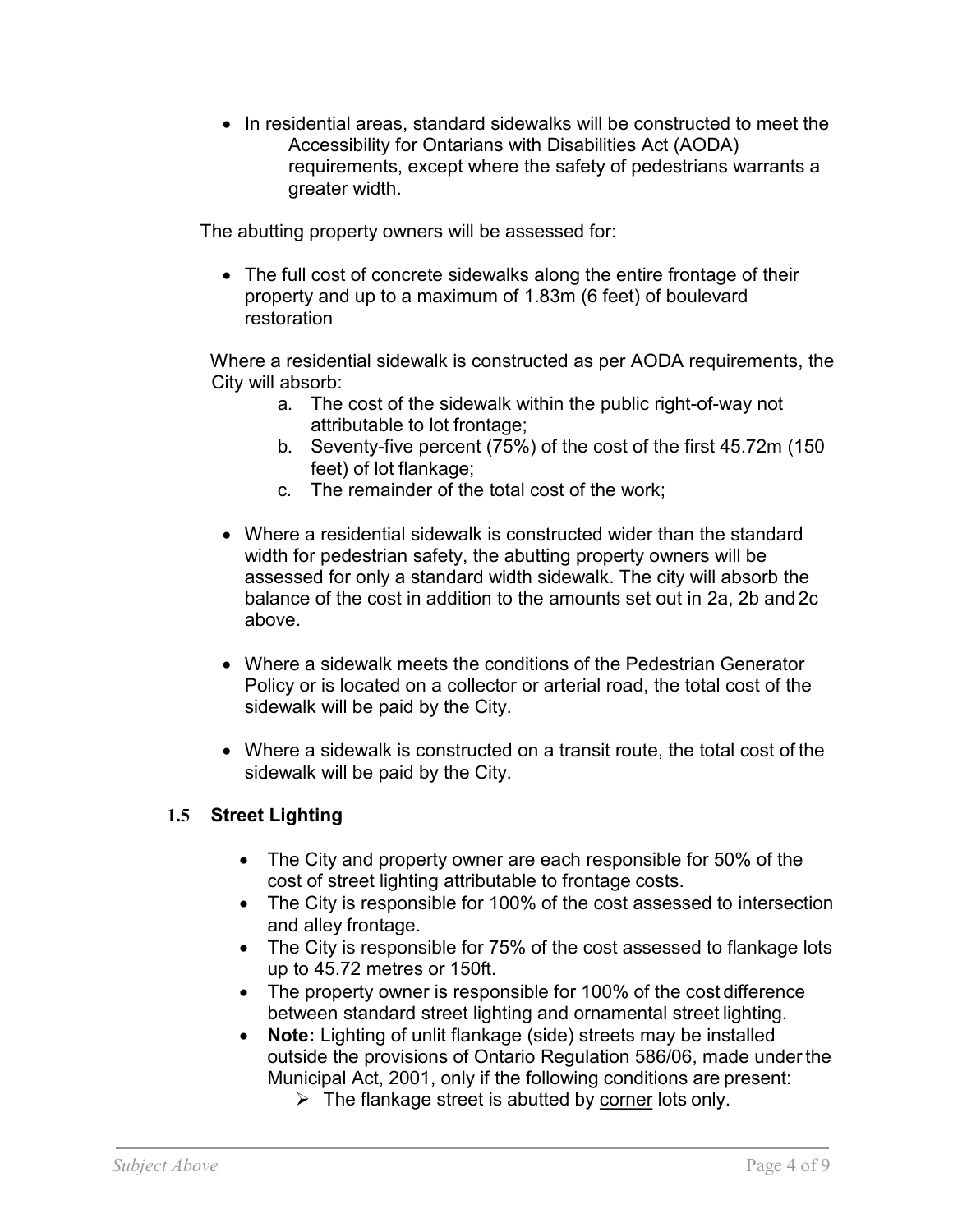- In residential areas, standard sidewalks will be constructed to meet the Accessibility for Ontarians with Disabilities Act (AODA) requirements, except where the safety of pedestrians warrants a greater width.

The abutting property owners will be assessed for:

- The full cost of concrete sidewalks along the entire frontage of their property and up to a maximum of 1.83m (6 feet) of boulevard restoration

Where a residential sidewalk is constructed as per AODA requirements, the City will absorb:

a. The cost of the sidewalk within the public right-of-way not attributable to lot frontage;
b. Seventy-five percent (75%) of the cost of the first 45.72m (150 feet) of lot flankage;
c. The remainder of the total cost of the work;

- Where a residential sidewalk is constructed wider than the standard width for pedestrian safety, the abutting property owners will be assessed for only a standard width sidewalk. The city will absorb the balance of the cost in addition to the amounts set out in 2a, 2b and 2c above.

- Where a sidewalk meets the conditions of the Pedestrian Generator Policy or is located on a collector or arterial road, the total cost of the sidewalk will be paid by the City.

- Where a sidewalk is constructed on a transit route, the total cost of the sidewalk will be paid by the City.

### 1.5 Street Lighting

- The City and property owner are each responsible for 50% of the cost of street lighting attributable to frontage costs.
- The City is responsible for 100% of the cost assessed to intersection and alley frontage.
- The City is responsible for 75% of the cost assessed to flankage lots up to 45.72 metres or 150ft.
- The property owner is responsible for 100% of the cost difference between standard street lighting and ornamental street lighting.
- **Note:** Lighting of unlit flankage (side) streets may be installed outside the provisions of Ontario Regulation 586/06, made under the Municipal Act, 2001, only if the following conditions are present:
  - The flankage street is abutted by corner lots only.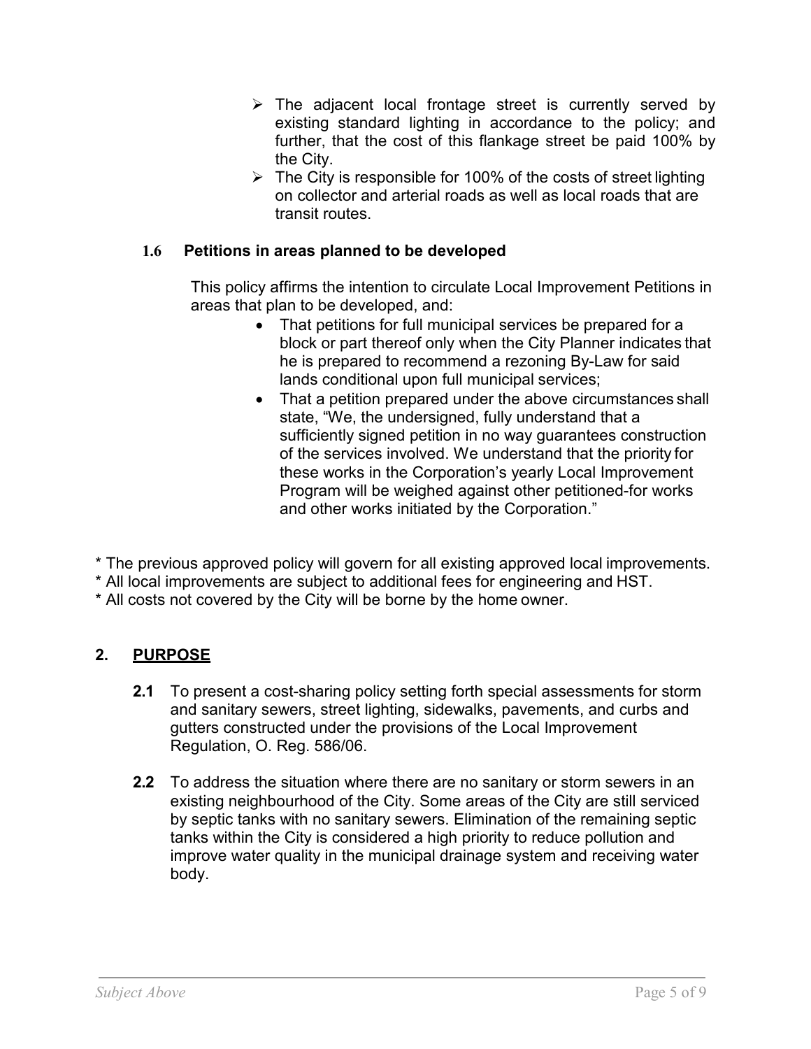- The adjacent local frontage street is currently served by existing standard lighting in accordance to the policy; and further, that the cost of this flankage street be paid 100% by the City.
- The City is responsible for 100% of the costs of street lighting on collector and arterial roads as well as local roads that are transit routes.

### 1.6 Petitions in areas planned to be developed

This policy affirms the intention to circulate Local Improvement Petitions in areas that plan to be developed, and:

- That petitions for full municipal services be prepared for a block or part thereof only when the City Planner indicates that he is prepared to recommend a rezoning By-Law for said lands conditional upon full municipal services;
- That a petition prepared under the above circumstances shall state, "We, the undersigned, fully understand that a sufficiently signed petition in no way guarantees construction of the services involved. We understand that the priority for these works in the Corporation's yearly Local Improvement Program will be weighed against other petitioned-for works and other works initiated by the Corporation."

\* The previous approved policy will govern for all existing approved local improvements.
\* All local improvements are subject to additional fees for engineering and HST.
\* All costs not covered by the City will be borne by the home owner.

## 2. PURPOSE

**2.1** To present a cost-sharing policy setting forth special assessments for storm and sanitary sewers, street lighting, sidewalks, pavements, and curbs and gutters constructed under the provisions of the Local Improvement Regulation, O. Reg. 586/06.

**2.2** To address the situation where there are no sanitary or storm sewers in an existing neighbourhood of the City. Some areas of the City are still serviced by septic tanks with no sanitary sewers. Elimination of the remaining septic tanks within the City is considered a high priority to reduce pollution and improve water quality in the municipal drainage system and receiving water body.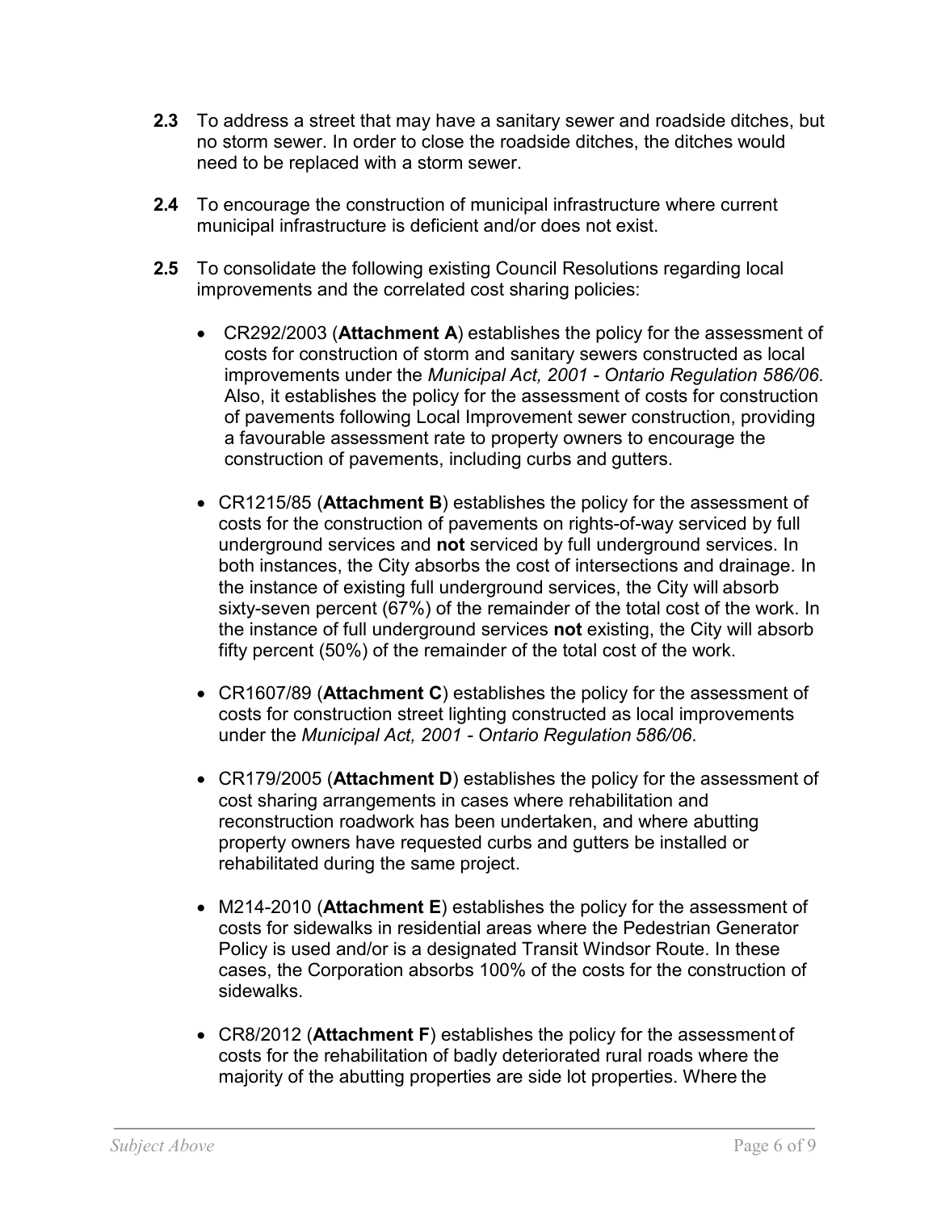**2.3** To address a street that may have a sanitary sewer and roadside ditches, but no storm sewer. In order to close the roadside ditches, the ditches would need to be replaced with a storm sewer.

**2.4** To encourage the construction of municipal infrastructure where current municipal infrastructure is deficient and/or does not exist.

**2.5** To consolidate the following existing Council Resolutions regarding local improvements and the correlated cost sharing policies:

- CR292/2003 (**Attachment A**) establishes the policy for the assessment of costs for construction of storm and sanitary sewers constructed as local improvements under the *Municipal Act, 2001 - Ontario Regulation 586/06*. Also, it establishes the policy for the assessment of costs for construction of pavements following Local Improvement sewer construction, providing a favourable assessment rate to property owners to encourage the construction of pavements, including curbs and gutters.

- CR1215/85 (**Attachment B**) establishes the policy for the assessment of costs for the construction of pavements on rights-of-way serviced by full underground services and **not** serviced by full underground services. In both instances, the City absorbs the cost of intersections and drainage. In the instance of existing full underground services, the City will absorb sixty-seven percent (67%) of the remainder of the total cost of the work. In the instance of full underground services **not** existing, the City will absorb fifty percent (50%) of the remainder of the total cost of the work.

- CR1607/89 (**Attachment C**) establishes the policy for the assessment of costs for construction street lighting constructed as local improvements under the *Municipal Act, 2001 - Ontario Regulation 586/06*.

- CR179/2005 (**Attachment D**) establishes the policy for the assessment of cost sharing arrangements in cases where rehabilitation and reconstruction roadwork has been undertaken, and where abutting property owners have requested curbs and gutters be installed or rehabilitated during the same project.

- M214-2010 (**Attachment E**) establishes the policy for the assessment of costs for sidewalks in residential areas where the Pedestrian Generator Policy is used and/or is a designated Transit Windsor Route. In these cases, the Corporation absorbs 100% of the costs for the construction of sidewalks.

- CR8/2012 (**Attachment F**) establishes the policy for the assessment of costs for the rehabilitation of badly deteriorated rural roads where the majority of the abutting properties are side lot properties. Where the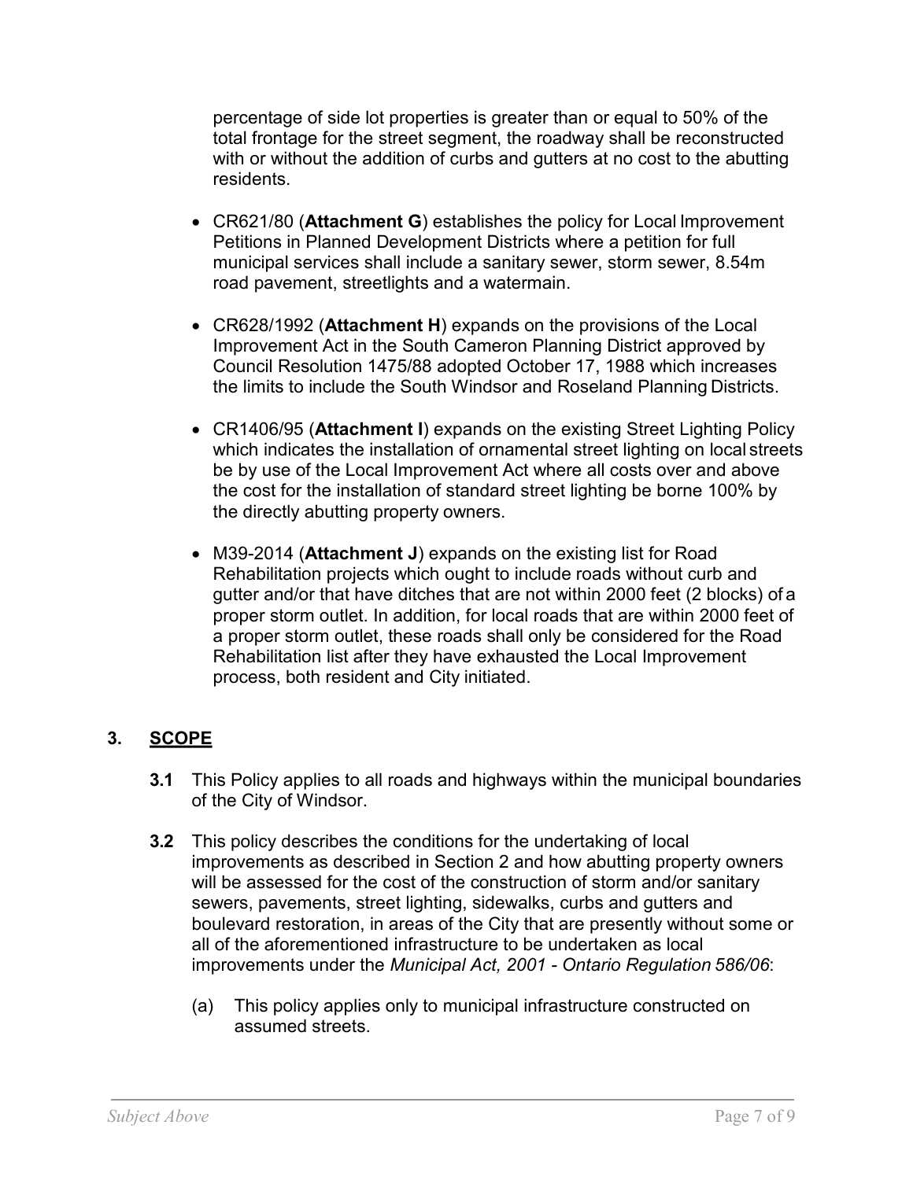percentage of side lot properties is greater than or equal to 50% of the total frontage for the street segment, the roadway shall be reconstructed with or without the addition of curbs and gutters at no cost to the abutting residents.

- CR621/80 (**Attachment G**) establishes the policy for Local Improvement Petitions in Planned Development Districts where a petition for full municipal services shall include a sanitary sewer, storm sewer, 8.54m road pavement, streetlights and a watermain.

- CR628/1992 (**Attachment H**) expands on the provisions of the Local Improvement Act in the South Cameron Planning District approved by Council Resolution 1475/88 adopted October 17, 1988 which increases the limits to include the South Windsor and Roseland Planning Districts.

- CR1406/95 (**Attachment I**) expands on the existing Street Lighting Policy which indicates the installation of ornamental street lighting on local streets be by use of the Local Improvement Act where all costs over and above the cost for the installation of standard street lighting be borne 100% by the directly abutting property owners.

- M39-2014 (**Attachment J**) expands on the existing list for Road Rehabilitation projects which ought to include roads without curb and gutter and/or that have ditches that are not within 2000 feet (2 blocks) of a proper storm outlet. In addition, for local roads that are within 2000 feet of a proper storm outlet, these roads shall only be considered for the Road Rehabilitation list after they have exhausted the Local Improvement process, both resident and City initiated.

## 3. SCOPE

**3.1** This Policy applies to all roads and highways within the municipal boundaries of the City of Windsor.

**3.2** This policy describes the conditions for the undertaking of local improvements as described in Section 2 and how abutting property owners will be assessed for the cost of the construction of storm and/or sanitary sewers, pavements, street lighting, sidewalks, curbs and gutters and boulevard restoration, in areas of the City that are presently without some or all of the aforementioned infrastructure to be undertaken as local improvements under the *Municipal Act, 2001 - Ontario Regulation 586/06*:

(a) This policy applies only to municipal infrastructure constructed on assumed streets.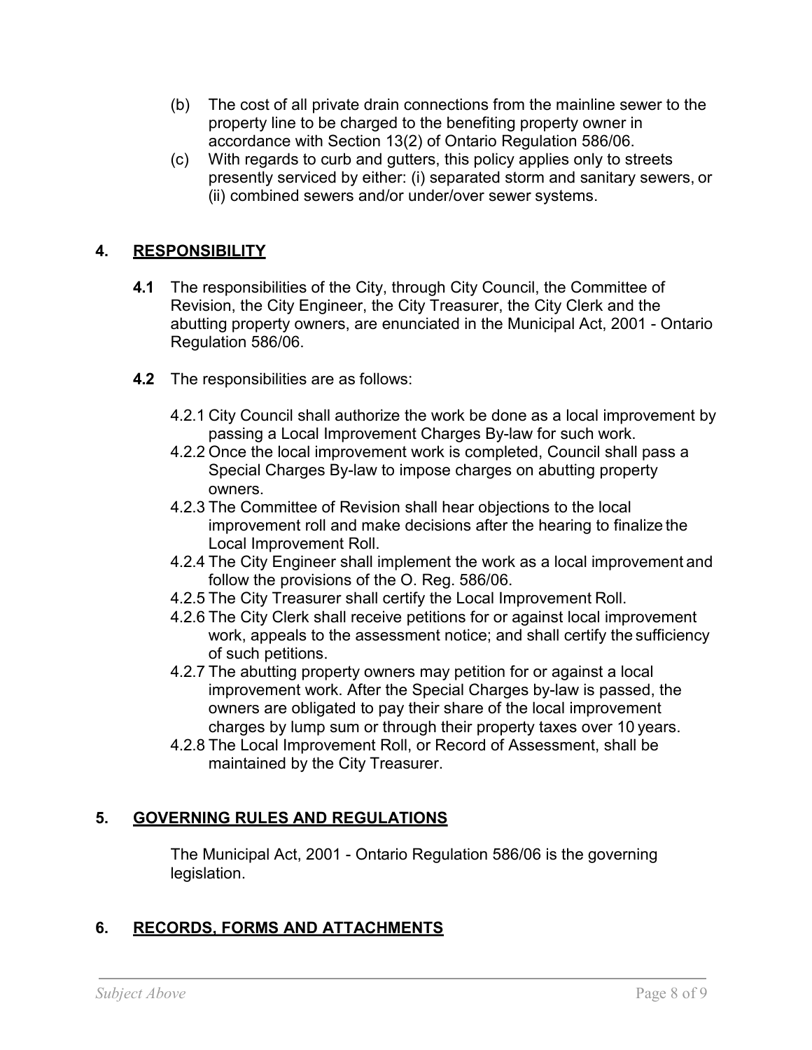(b) The cost of all private drain connections from the mainline sewer to the property line to be charged to the benefiting property owner in accordance with Section 13(2) of Ontario Regulation 586/06.

(c) With regards to curb and gutters, this policy applies only to streets presently serviced by either: (i) separated storm and sanitary sewers, or (ii) combined sewers and/or under/over sewer systems.

## 4. RESPONSIBILITY

**4.1** The responsibilities of the City, through City Council, the Committee of Revision, the City Engineer, the City Treasurer, the City Clerk and the abutting property owners, are enunciated in the Municipal Act, 2001 - Ontario Regulation 586/06.

**4.2** The responsibilities are as follows:

4.2.1 City Council shall authorize the work be done as a local improvement by passing a Local Improvement Charges By-law for such work.

4.2.2 Once the local improvement work is completed, Council shall pass a Special Charges By-law to impose charges on abutting property owners.

4.2.3 The Committee of Revision shall hear objections to the local improvement roll and make decisions after the hearing to finalize the Local Improvement Roll.

4.2.4 The City Engineer shall implement the work as a local improvement and follow the provisions of the O. Reg. 586/06.

4.2.5 The City Treasurer shall certify the Local Improvement Roll.

4.2.6 The City Clerk shall receive petitions for or against local improvement work, appeals to the assessment notice; and shall certify the sufficiency of such petitions.

4.2.7 The abutting property owners may petition for or against a local improvement work. After the Special Charges by-law is passed, the owners are obligated to pay their share of the local improvement charges by lump sum or through their property taxes over 10 years.

4.2.8 The Local Improvement Roll, or Record of Assessment, shall be maintained by the City Treasurer.

## 5. GOVERNING RULES AND REGULATIONS

The Municipal Act, 2001 - Ontario Regulation 586/06 is the governing legislation.

## 6. RECORDS, FORMS AND ATTACHMENTS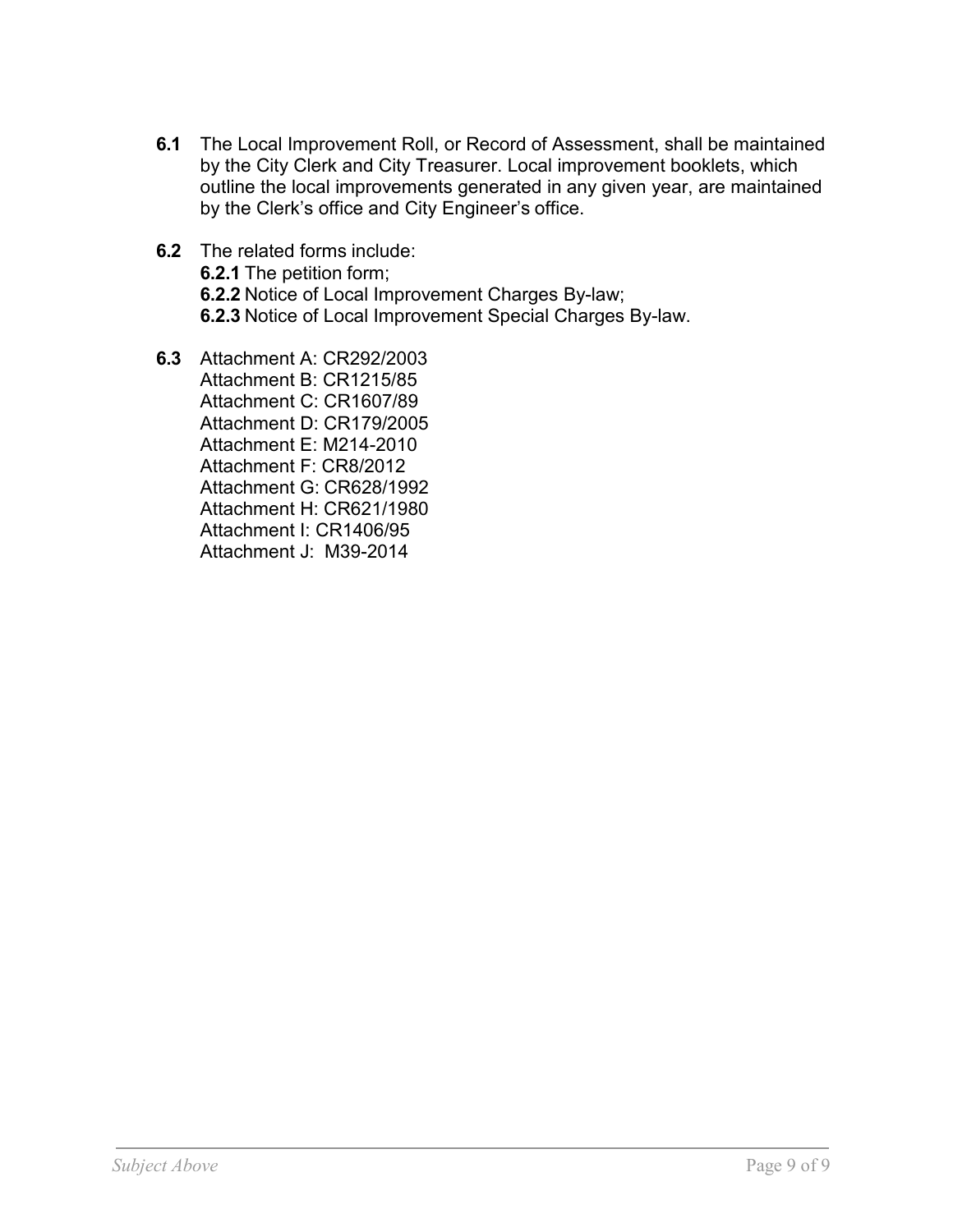**6.1** The Local Improvement Roll, or Record of Assessment, shall be maintained by the City Clerk and City Treasurer. Local improvement booklets, which outline the local improvements generated in any given year, are maintained by the Clerk's office and City Engineer's office.

**6.2** The related forms include:
**6.2.1** The petition form;
**6.2.2** Notice of Local Improvement Charges By-law;
**6.2.3** Notice of Local Improvement Special Charges By-law.

**6.3** Attachment A: CR292/2003
Attachment B: CR1215/85
Attachment C: CR1607/89
Attachment D: CR179/2005
Attachment E: M214-2010
Attachment F: CR8/2012
Attachment G: CR628/1992
Attachment H: CR621/1980
Attachment I: CR1406/95
Attachment J: M39-2014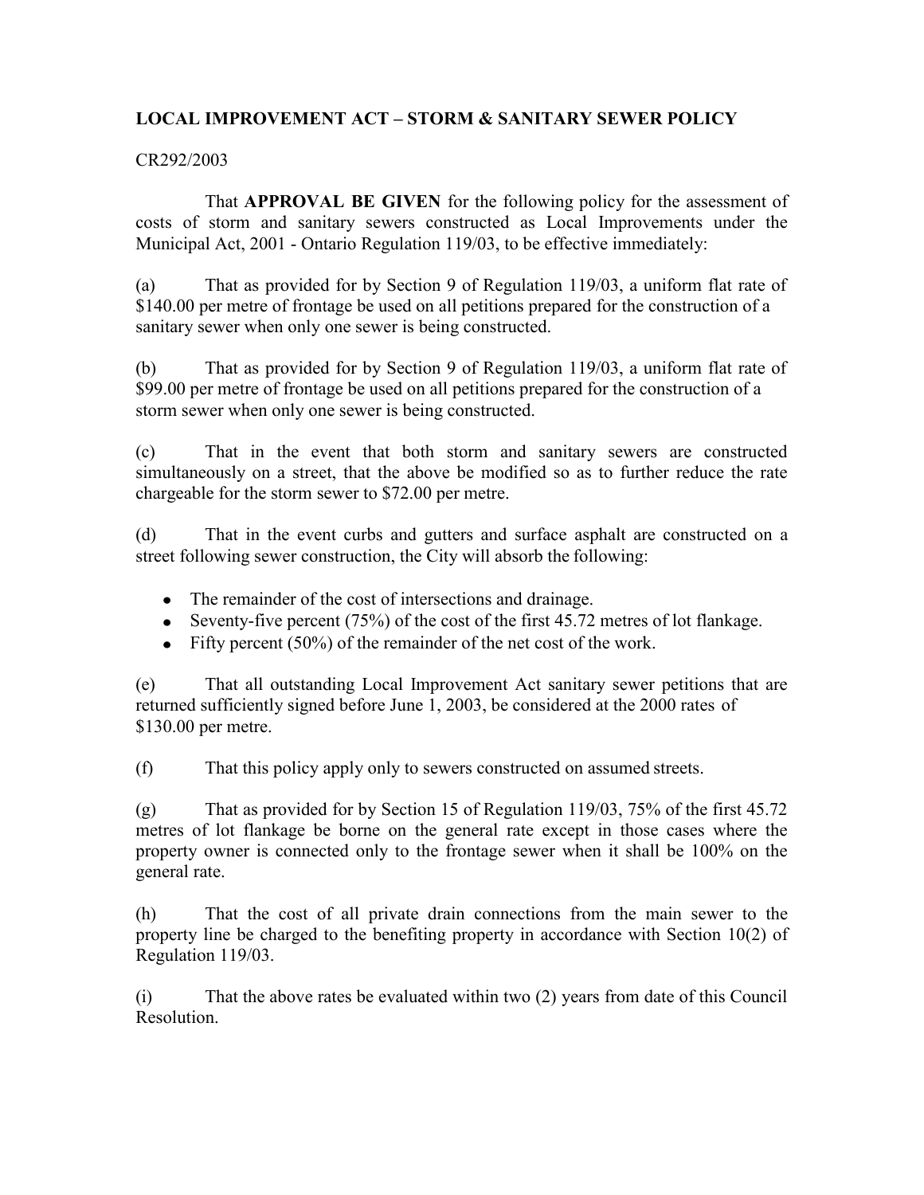## LOCAL IMPROVEMENT ACT – STORM & SANITARY SEWER POLICY

CR292/2003

That **APPROVAL BE GIVEN** for the following policy for the assessment of costs of storm and sanitary sewers constructed as Local Improvements under the Municipal Act, 2001 - Ontario Regulation 119/03, to be effective immediately:

(a) That as provided for by Section 9 of Regulation 119/03, a uniform flat rate of $140.00 per metre of frontage be used on all petitions prepared for the construction of a sanitary sewer when only one sewer is being constructed.

(b) That as provided for by Section 9 of Regulation 119/03, a uniform flat rate of $99.00 per metre of frontage be used on all petitions prepared for the construction of a storm sewer when only one sewer is being constructed.

(c) That in the event that both storm and sanitary sewers are constructed simultaneously on a street, that the above be modified so as to further reduce the rate chargeable for the storm sewer to $72.00 per metre.

(d) That in the event curbs and gutters and surface asphalt are constructed on a street following sewer construction, the City will absorb the following:

- The remainder of the cost of intersections and drainage.
- Seventy-five percent (75%) of the cost of the first 45.72 metres of lot flankage.
- Fifty percent (50%) of the remainder of the net cost of the work.

(e) That all outstanding Local Improvement Act sanitary sewer petitions that are returned sufficiently signed before June 1, 2003, be considered at the 2000 rates of $130.00 per metre.

(f) That this policy apply only to sewers constructed on assumed streets.

(g) That as provided for by Section 15 of Regulation 119/03, 75% of the first 45.72 metres of lot flankage be borne on the general rate except in those cases where the property owner is connected only to the frontage sewer when it shall be 100% on the general rate.

(h) That the cost of all private drain connections from the main sewer to the property line be charged to the benefiting property in accordance with Section 10(2) of Regulation 119/03.

(i) That the above rates be evaluated within two (2) years from date of this Council Resolution.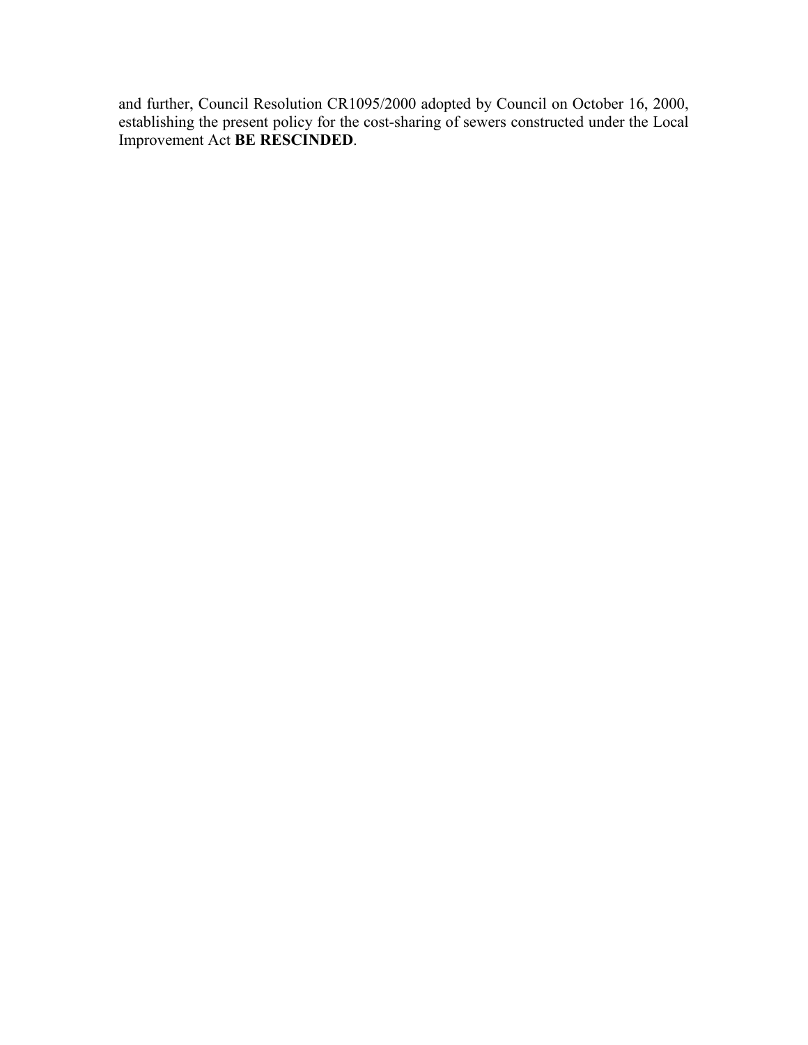and further, Council Resolution CR1095/2000 adopted by Council on October 16, 2000, establishing the present policy for the cost-sharing of sewers constructed under the Local Improvement Act **BE RESCINDED**.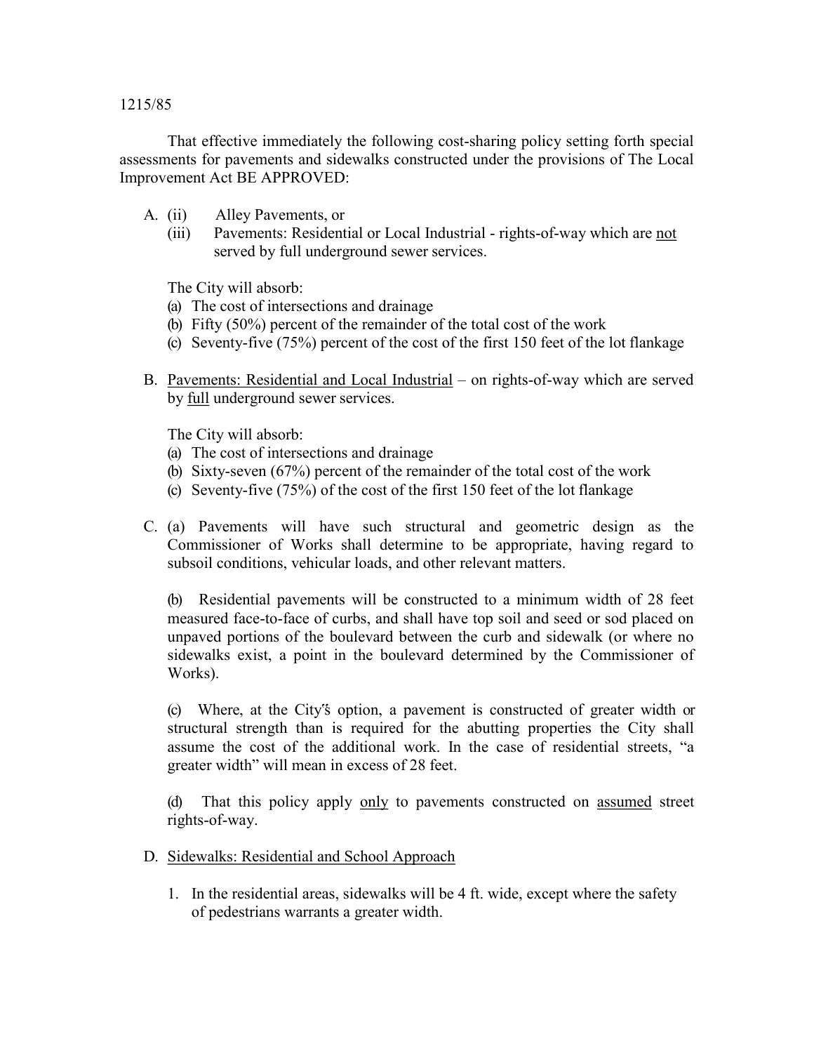1215/85

That effective immediately the following cost-sharing policy setting forth special assessments for pavements and sidewalks constructed under the provisions of The Local Improvement Act BE APPROVED:

A. (ii) Alley Pavements, or
   (iii) Pavements: Residential or Local Industrial - rights-of-way which are <u>not</u> served by full underground sewer services.

   The City will absorb:
   (a) The cost of intersections and drainage
   (b) Fifty (50%) percent of the remainder of the total cost of the work
   (c) Seventy-five (75%) percent of the cost of the first 150 feet of the lot flankage

B. <u>Pavements: Residential and Local Industrial</u> – on rights-of-way which are served by <u>full</u> underground sewer services.

   The City will absorb:
   (a) The cost of intersections and drainage
   (b) Sixty-seven (67%) percent of the remainder of the total cost of the work
   (c) Seventy-five (75%) of the cost of the first 150 feet of the lot flankage

C. (a) Pavements will have such structural and geometric design as the Commissioner of Works shall determine to be appropriate, having regard to subsoil conditions, vehicular loads, and other relevant matters.

   (b) Residential pavements will be constructed to a minimum width of 28 feet measured face-to-face of curbs, and shall have top soil and seed or sod placed on unpaved portions of the boulevard between the curb and sidewalk (or where no sidewalks exist, a point in the boulevard determined by the Commissioner of Works).

   (c) Where, at the City's option, a pavement is constructed of greater width or structural strength than is required for the abutting properties the City shall assume the cost of the additional work. In the case of residential streets, "a greater width" will mean in excess of 28 feet.

   (d) That this policy apply <u>only</u> to pavements constructed on <u>assumed</u> street rights-of-way.

D. <u>Sidewalks: Residential and School Approach</u>

   1. In the residential areas, sidewalks will be 4 ft. wide, except where the safety of pedestrians warrants a greater width.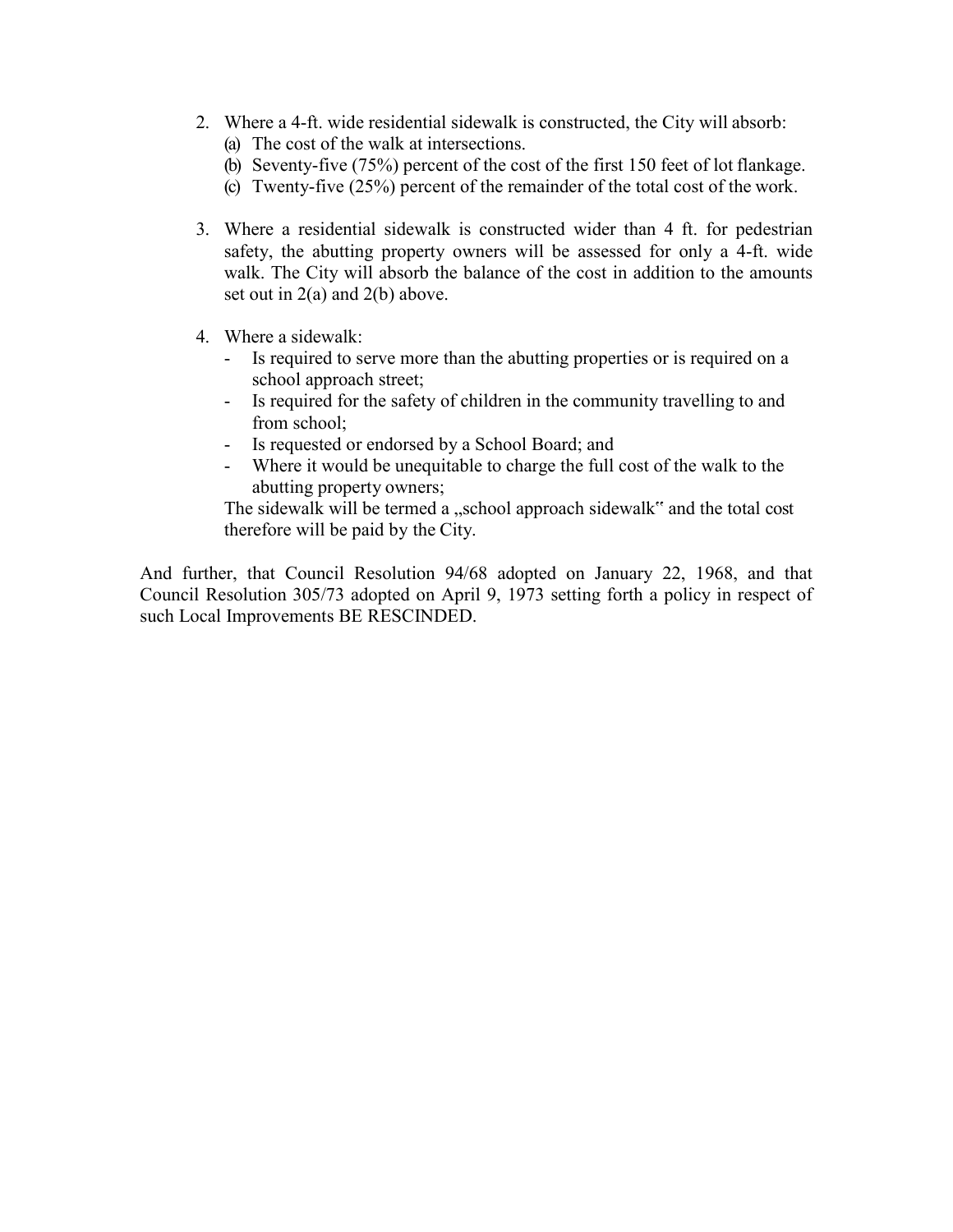2. Where a 4-ft. wide residential sidewalk is constructed, the City will absorb:
   (a) The cost of the walk at intersections.
   (b) Seventy-five (75%) percent of the cost of the first 150 feet of lot flankage.
   (c) Twenty-five (25%) percent of the remainder of the total cost of the work.

3. Where a residential sidewalk is constructed wider than 4 ft. for pedestrian safety, the abutting property owners will be assessed for only a 4-ft. wide walk. The City will absorb the balance of the cost in addition to the amounts set out in 2(a) and 2(b) above.

4. Where a sidewalk:
   - Is required to serve more than the abutting properties or is required on a school approach street;
   - Is required for the safety of children in the community travelling to and from school;
   - Is requested or endorsed by a School Board; and
   - Where it would be unequitable to charge the full cost of the walk to the abutting property owners;

   The sidewalk will be termed a „school approach sidewalk" and the total cost therefore will be paid by the City.

And further, that Council Resolution 94/68 adopted on January 22, 1968, and that Council Resolution 305/73 adopted on April 9, 1973 setting forth a policy in respect of such Local Improvements BE RESCINDED.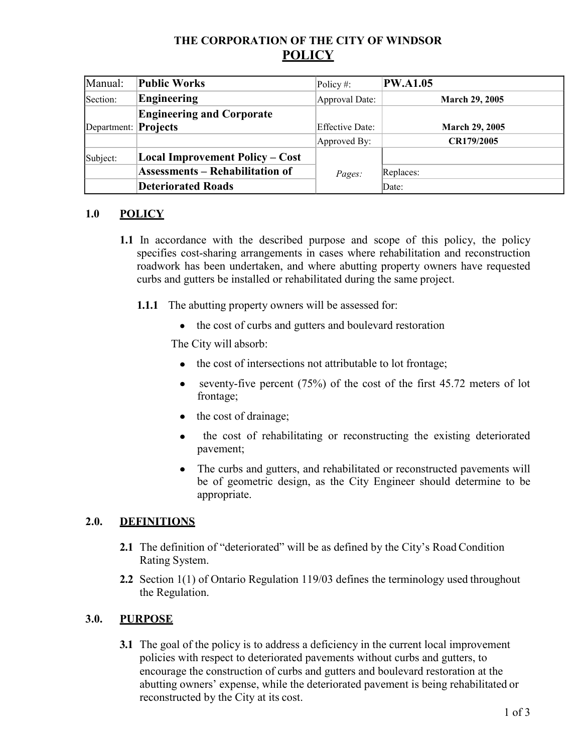**THE CORPORATION OF THE CITY OF WINDSOR**

# POLICY

| Manual: | **Public Works** | Policy #: | **PW.A1.05** |
|---|---|---|---|
| Section: | **Engineering** | Approval Date: | **March 29, 2005** |
| Department: | **Engineering and Corporate Projects** | Effective Date: | **March 29, 2005** |
| | | Approved By: | **CR179/2005** |
| Subject: | **Local Improvement Policy – Cost Assessments – Rehabilitation of Deteriorated Roads** | *Pages:* | Replaces: |
| | | | Date: |

## 1.0 POLICY

**1.1** In accordance with the described purpose and scope of this policy, the policy specifies cost-sharing arrangements in cases where rehabilitation and reconstruction roadwork has been undertaken, and where abutting property owners have requested curbs and gutters be installed or rehabilitated during the same project.

**1.1.1** The abutting property owners will be assessed for:

- the cost of curbs and gutters and boulevard restoration

The City will absorb:

- the cost of intersections not attributable to lot frontage;
- seventy-five percent (75%) of the cost of the first 45.72 meters of lot frontage;
- the cost of drainage;
- the cost of rehabilitating or reconstructing the existing deteriorated pavement;
- The curbs and gutters, and rehabilitated or reconstructed pavements will be of geometric design, as the City Engineer should determine to be appropriate.

## 2.0. DEFINITIONS

**2.1** The definition of "deteriorated" will be as defined by the City's Road Condition Rating System.

**2.2** Section 1(1) of Ontario Regulation 119/03 defines the terminology used throughout the Regulation.

## 3.0. PURPOSE

**3.1** The goal of the policy is to address a deficiency in the current local improvement policies with respect to deteriorated pavements without curbs and gutters, to encourage the construction of curbs and gutters and boulevard restoration at the abutting owners' expense, while the deteriorated pavement is being rehabilitated or reconstructed by the City at its cost.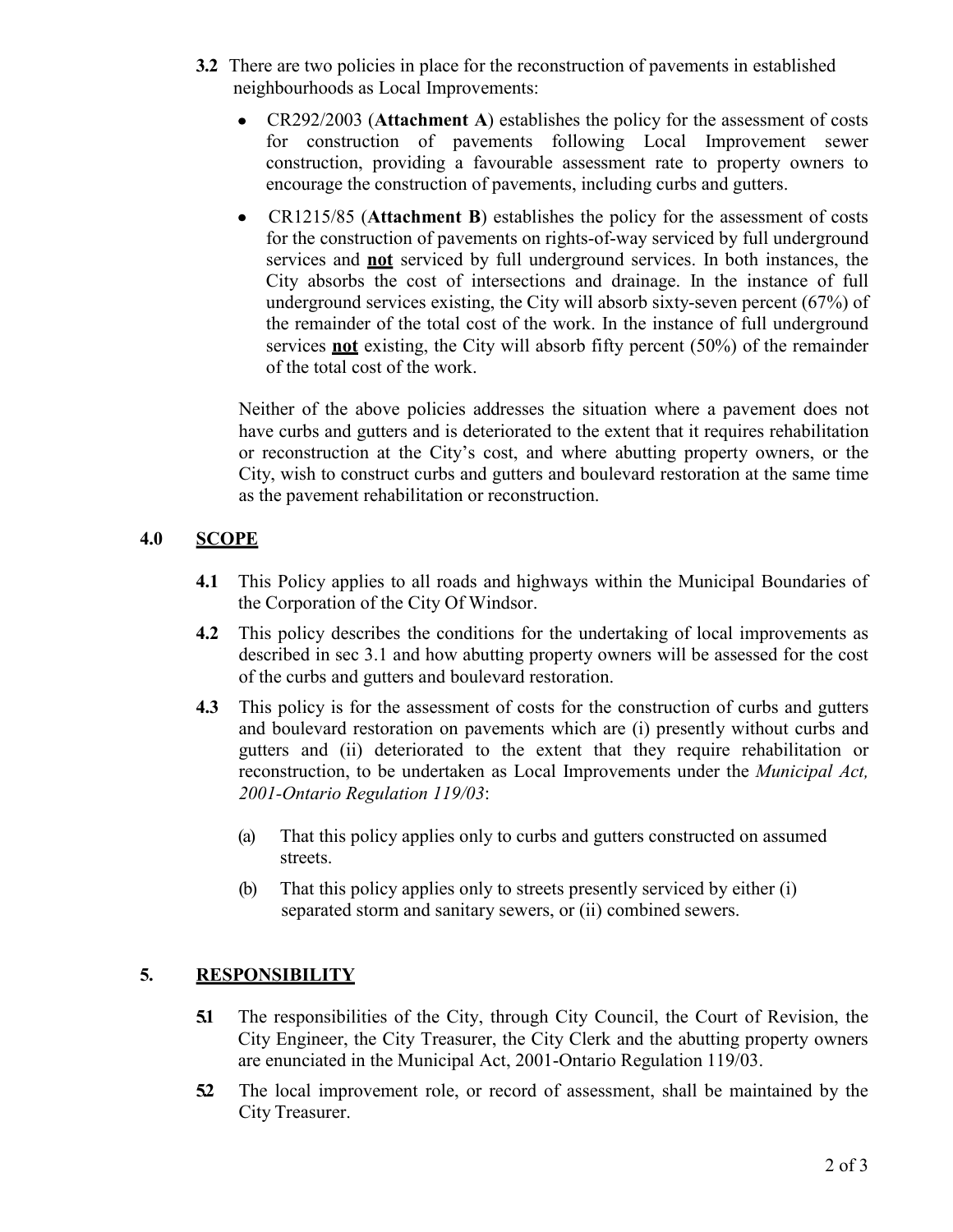**3.2** There are two policies in place for the reconstruction of pavements in established neighbourhoods as Local Improvements:

- CR292/2003 (**Attachment A**) establishes the policy for the assessment of costs for construction of pavements following Local Improvement sewer construction, providing a favourable assessment rate to property owners to encourage the construction of pavements, including curbs and gutters.
- CR1215/85 (**Attachment B**) establishes the policy for the assessment of costs for the construction of pavements on rights-of-way serviced by full underground services and **not** serviced by full underground services. In both instances, the City absorbs the cost of intersections and drainage. In the instance of full underground services existing, the City will absorb sixty-seven percent (67%) of the remainder of the total cost of the work. In the instance of full underground services **not** existing, the City will absorb fifty percent (50%) of the remainder of the total cost of the work.

Neither of the above policies addresses the situation where a pavement does not have curbs and gutters and is deteriorated to the extent that it requires rehabilitation or reconstruction at the City's cost, and where abutting property owners, or the City, wish to construct curbs and gutters and boulevard restoration at the same time as the pavement rehabilitation or reconstruction.

## 4.0 SCOPE

**4.1** This Policy applies to all roads and highways within the Municipal Boundaries of the Corporation of the City Of Windsor.

**4.2** This policy describes the conditions for the undertaking of local improvements as described in sec 3.1 and how abutting property owners will be assessed for the cost of the curbs and gutters and boulevard restoration.

**4.3** This policy is for the assessment of costs for the construction of curbs and gutters and boulevard restoration on pavements which are (i) presently without curbs and gutters and (ii) deteriorated to the extent that they require rehabilitation or reconstruction, to be undertaken as Local Improvements under the *Municipal Act, 2001-Ontario Regulation 119/03*:

(a) That this policy applies only to curbs and gutters constructed on assumed streets.

(b) That this policy applies only to streets presently serviced by either (i) separated storm and sanitary sewers, or (ii) combined sewers.

## 5. RESPONSIBILITY

**5.1** The responsibilities of the City, through City Council, the Court of Revision, the City Engineer, the City Treasurer, the City Clerk and the abutting property owners are enunciated in the Municipal Act, 2001-Ontario Regulation 119/03.

**5.2** The local improvement role, or record of assessment, shall be maintained by the City Treasurer.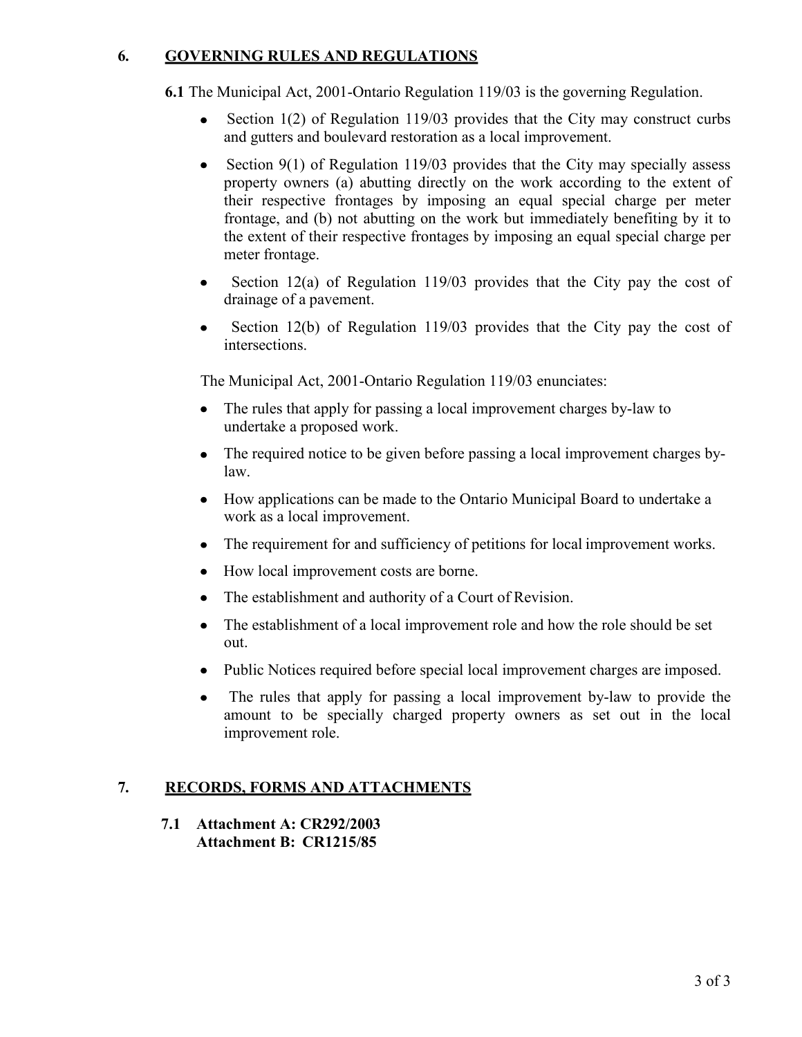## 6. GOVERNING RULES AND REGULATIONS

**6.1** The Municipal Act, 2001-Ontario Regulation 119/03 is the governing Regulation.

- Section 1(2) of Regulation 119/03 provides that the City may construct curbs and gutters and boulevard restoration as a local improvement.
- Section 9(1) of Regulation 119/03 provides that the City may specially assess property owners (a) abutting directly on the work according to the extent of their respective frontages by imposing an equal special charge per meter frontage, and (b) not abutting on the work but immediately benefiting by it to the extent of their respective frontages by imposing an equal special charge per meter frontage.
- Section 12(a) of Regulation 119/03 provides that the City pay the cost of drainage of a pavement.
- Section 12(b) of Regulation 119/03 provides that the City pay the cost of intersections.

The Municipal Act, 2001-Ontario Regulation 119/03 enunciates:

- The rules that apply for passing a local improvement charges by-law to undertake a proposed work.
- The required notice to be given before passing a local improvement charges by-law.
- How applications can be made to the Ontario Municipal Board to undertake a work as a local improvement.
- The requirement for and sufficiency of petitions for local improvement works.
- How local improvement costs are borne.
- The establishment and authority of a Court of Revision.
- The establishment of a local improvement role and how the role should be set out.
- Public Notices required before special local improvement charges are imposed.
- The rules that apply for passing a local improvement by-law to provide the amount to be specially charged property owners as set out in the local improvement role.

## 7. RECORDS, FORMS AND ATTACHMENTS

**7.1 Attachment A: CR292/2003**
**Attachment B: CR1215/85**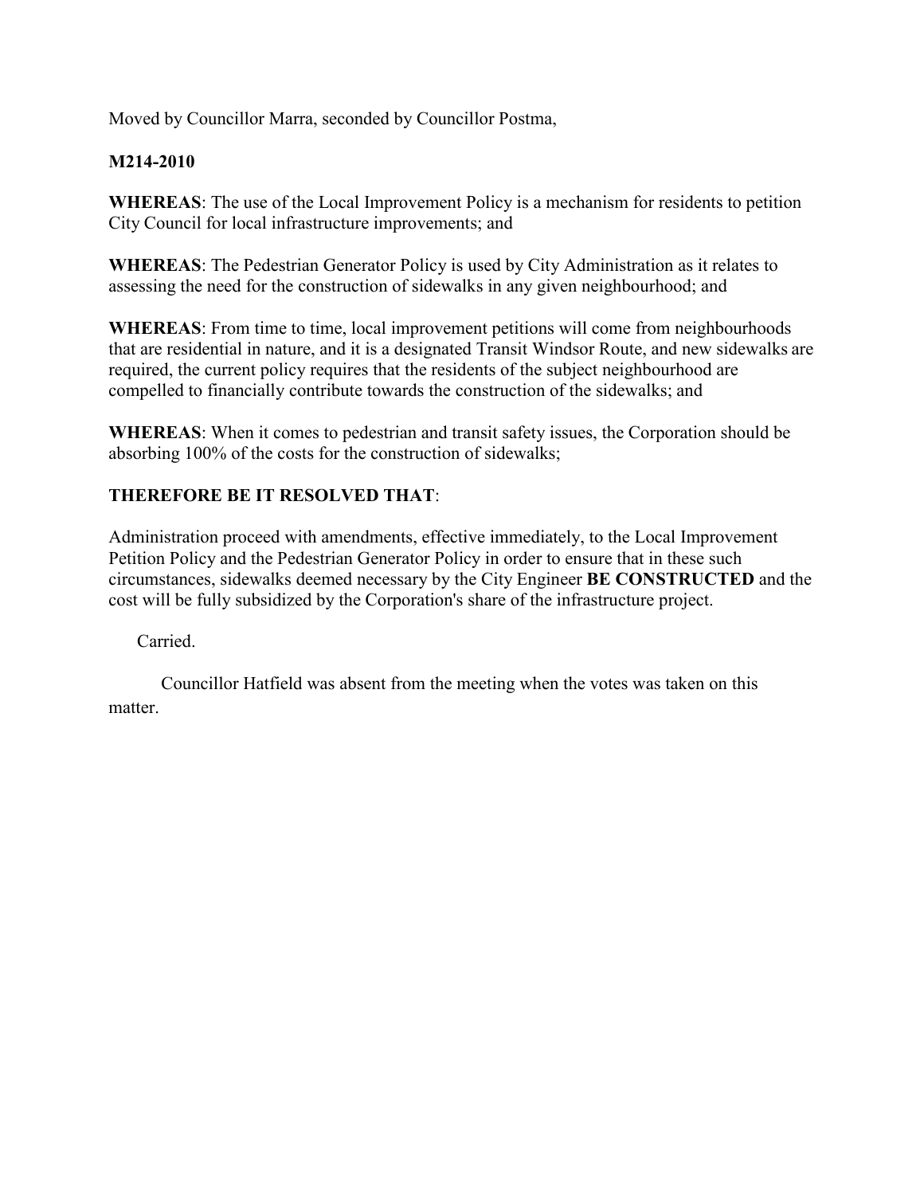Moved by Councillor Marra, seconded by Councillor Postma,

**M214-2010**

**WHEREAS**: The use of the Local Improvement Policy is a mechanism for residents to petition City Council for local infrastructure improvements; and

**WHEREAS**: The Pedestrian Generator Policy is used by City Administration as it relates to assessing the need for the construction of sidewalks in any given neighbourhood; and

**WHEREAS**: From time to time, local improvement petitions will come from neighbourhoods that are residential in nature, and it is a designated Transit Windsor Route, and new sidewalks are required, the current policy requires that the residents of the subject neighbourhood are compelled to financially contribute towards the construction of the sidewalks; and

**WHEREAS**: When it comes to pedestrian and transit safety issues, the Corporation should be absorbing 100% of the costs for the construction of sidewalks;

**THEREFORE BE IT RESOLVED THAT**:

Administration proceed with amendments, effective immediately, to the Local Improvement Petition Policy and the Pedestrian Generator Policy in order to ensure that in these such circumstances, sidewalks deemed necessary by the City Engineer **BE CONSTRUCTED** and the cost will be fully subsidized by the Corporation's share of the infrastructure project.

Carried.

Councillor Hatfield was absent from the meeting when the votes was taken on this matter.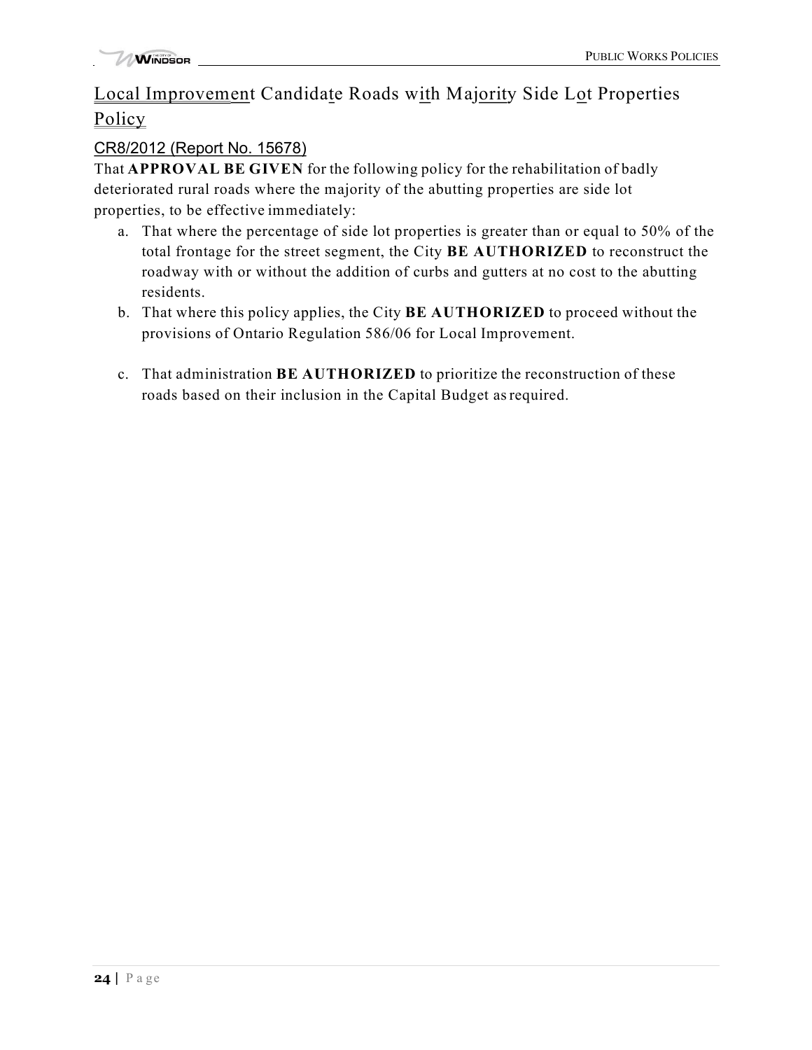# Local Improvement Candidate Roads with Majority Side Lot Properties Policy

## CR8/2012 (Report No. 15678)

That **APPROVAL BE GIVEN** for the following policy for the rehabilitation of badly deteriorated rural roads where the majority of the abutting properties are side lot properties, to be effective immediately:

a. That where the percentage of side lot properties is greater than or equal to 50% of the total frontage for the street segment, the City **BE AUTHORIZED** to reconstruct the roadway with or without the addition of curbs and gutters at no cost to the abutting residents.

b. That where this policy applies, the City **BE AUTHORIZED** to proceed without the provisions of Ontario Regulation 586/06 for Local Improvement.

c. That administration **BE AUTHORIZED** to prioritize the reconstruction of these roads based on their inclusion in the Capital Budget as required.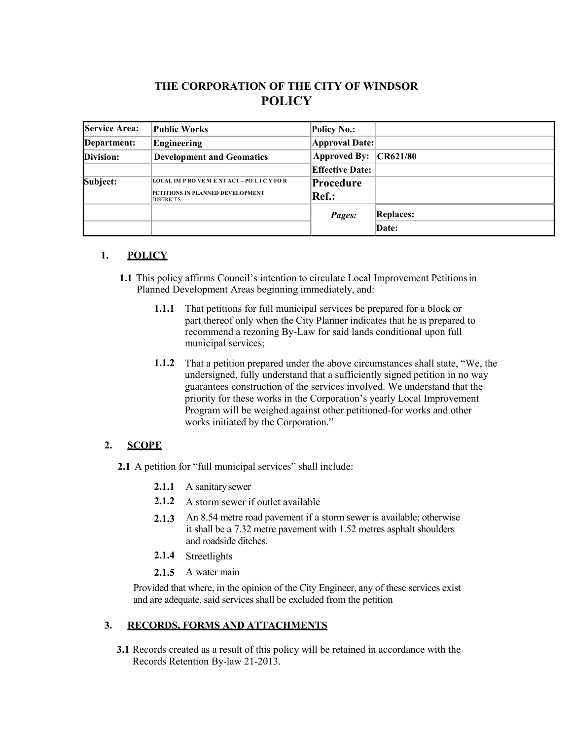# THE CORPORATION OF THE CITY OF WINDSOR
## POLICY

| Service Area: | Public Works | Policy No.: | |
|---|---|---|---|
| Department: | Engineering | Approval Date: | |
| Division: | Development and Geomatics | Approved By: | CR621/80 |
| | | Effective Date: | |
| Subject: | LOCAL IMPROVEMENT ACT – POLICY FOR PETITIONS IN PLANNED DEVELOPMENT DISTRICTS | Procedure Ref.: | |
| | | *Pages:* | Replaces: |
| | | | Date: |

1. **POLICY**

   **1.1** This policy affirms Council's intention to circulate Local Improvement Petitions in Planned Development Areas beginning immediately, and:

   **1.1.1** That petitions for full municipal services be prepared for a block or part thereof only when the City Planner indicates that he is prepared to recommend a rezoning By-Law for said lands conditional upon full municipal services;

   **1.1.2** That a petition prepared under the above circumstances shall state, "We, the undersigned, fully understand that a sufficiently signed petition in no way guarantees construction of the services involved. We understand that the priority for these works in the Corporation's yearly Local Improvement Program will be weighed against other petitioned-for works and other works initiated by the Corporation."

2. **SCOPE**

   **2.1** A petition for "full municipal services" shall include:

   **2.1.1** A sanitary sewer

   **2.1.2** A storm sewer if outlet available

   **2.1.3** An 8.54 metre road pavement if a storm sewer is available; otherwise it shall be a 7.32 metre pavement with 1.52 metres asphalt shoulders and roadside ditches.

   **2.1.4** Streetlights

   **2.1.5** A water main

   Provided that where, in the opinion of the City Engineer, any of these services exist and are adequate, said services shall be excluded from the petition

3. **RECORDS, FORMS AND ATTACHMENTS**

   **3.1** Records created as a result of this policy will be retained in accordance with the Records Retention By-law 21-2013.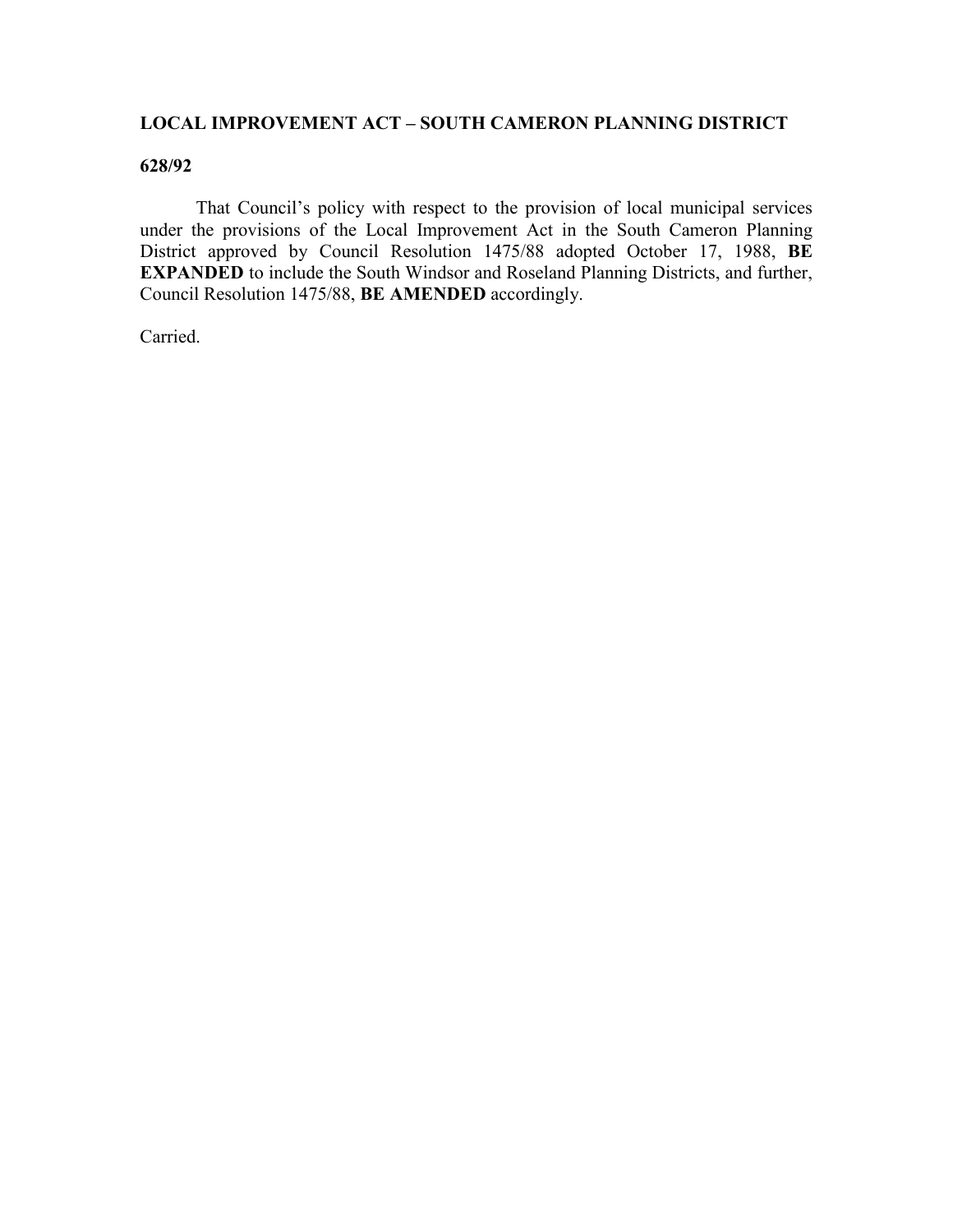**LOCAL IMPROVEMENT ACT – SOUTH CAMERON PLANNING DISTRICT**

**628/92**

That Council's policy with respect to the provision of local municipal services under the provisions of the Local Improvement Act in the South Cameron Planning District approved by Council Resolution 1475/88 adopted October 17, 1988, **BE EXPANDED** to include the South Windsor and Roseland Planning Districts, and further, Council Resolution 1475/88, **BE AMENDED** accordingly.

Carried.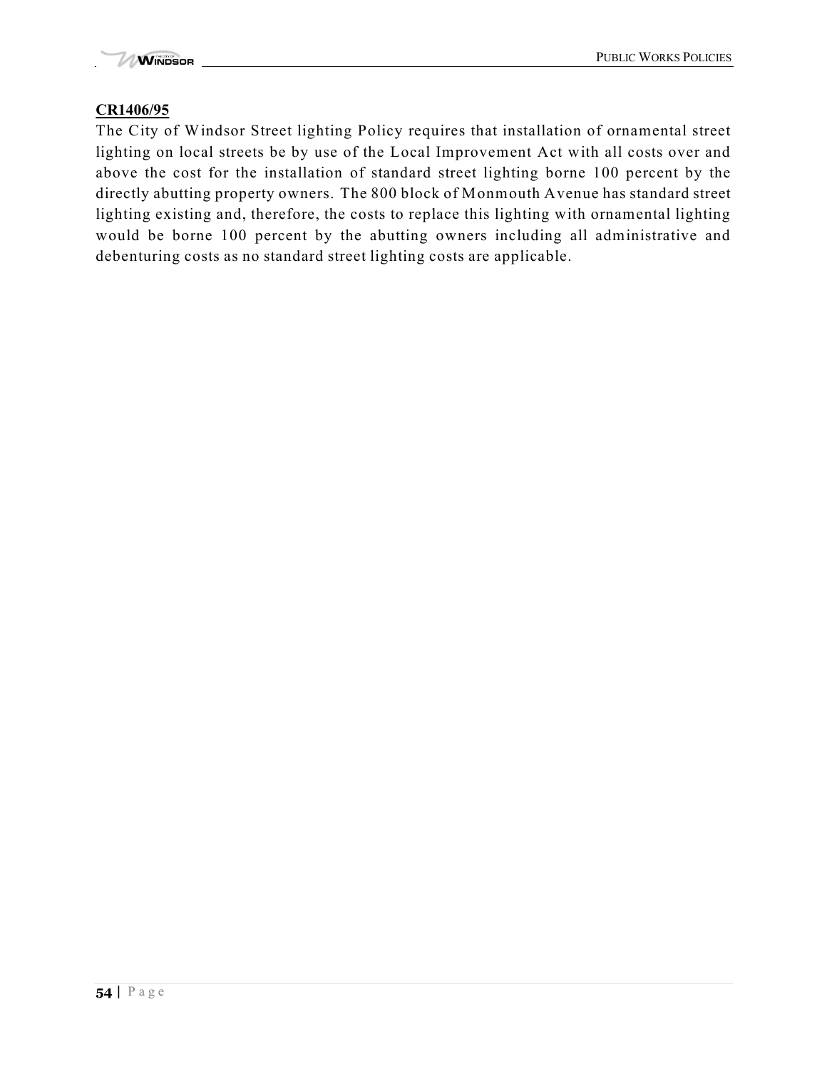**CR1406/95**

The City of Windsor Street lighting Policy requires that installation of ornamental street lighting on local streets be by use of the Local Improvement Act with all costs over and above the cost for the installation of standard street lighting borne 100 percent by the directly abutting property owners. The 800 block of Monmouth Avenue has standard street lighting existing and, therefore, the costs to replace this lighting with ornamental lighting would be borne 100 percent by the abutting owners including all administrative and debenturing costs as no standard street lighting costs are applicable.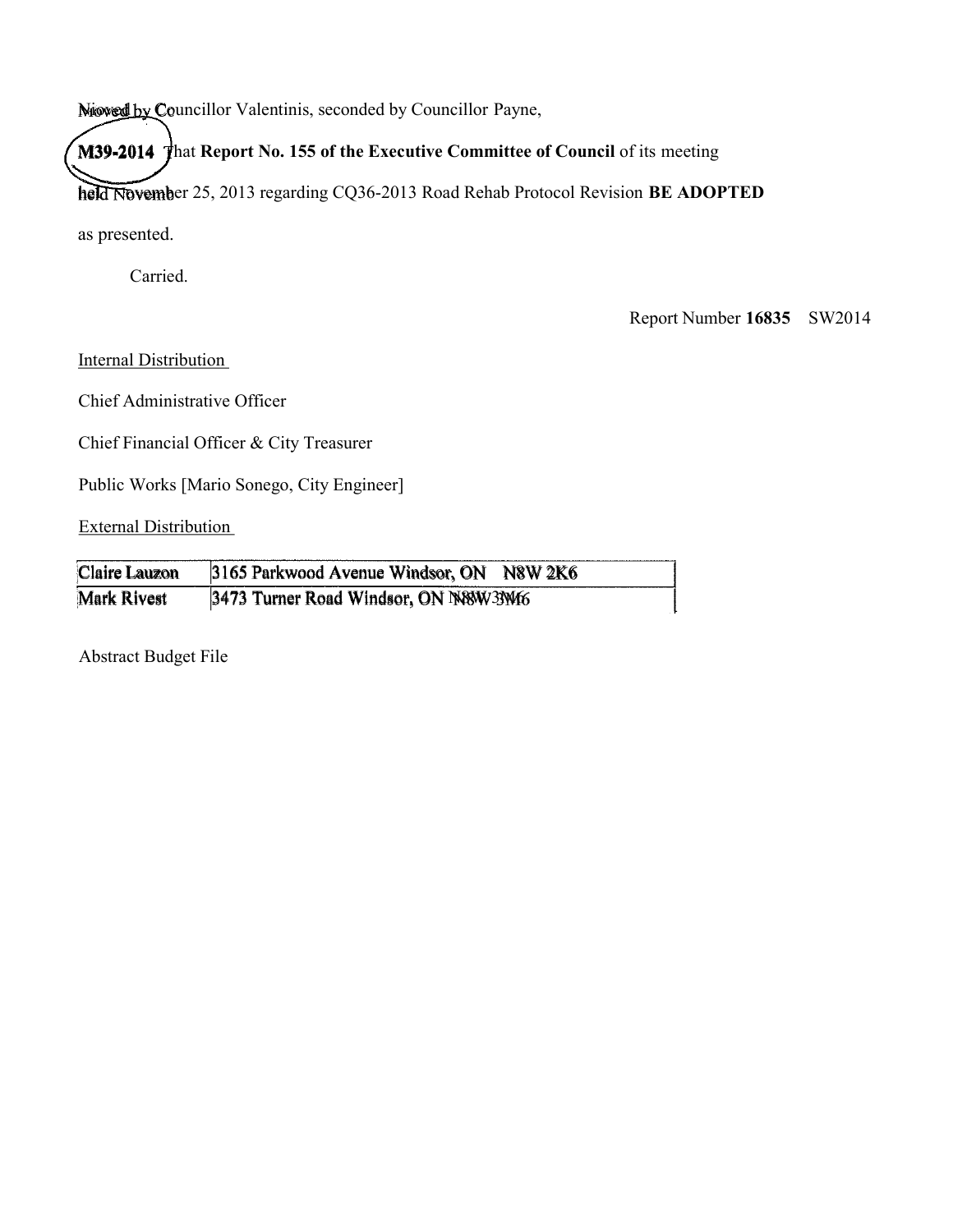Moved by Councillor Valentinis, seconded by Councillor Payne,

**M39-2014** That **Report No. 155 of the Executive Committee of Council** of its meeting held November 25, 2013 regarding CQ36-2013 Road Rehab Protocol Revision **BE ADOPTED** as presented.

Carried.

Report Number **16835** SW2014

<u>Internal Distribution</u>

Chief Administrative Officer

Chief Financial Officer & City Treasurer

Public Works [Mario Sonego, City Engineer]

<u>External Distribution</u>

| | |
|---|---|
| Claire Lauzon | 3165 Parkwood Avenue Windsor, ON N8W 2K6 |
| Mark Rivest | 3473 Turner Road Windsor, ON N8W 3M6 |

Abstract Budget File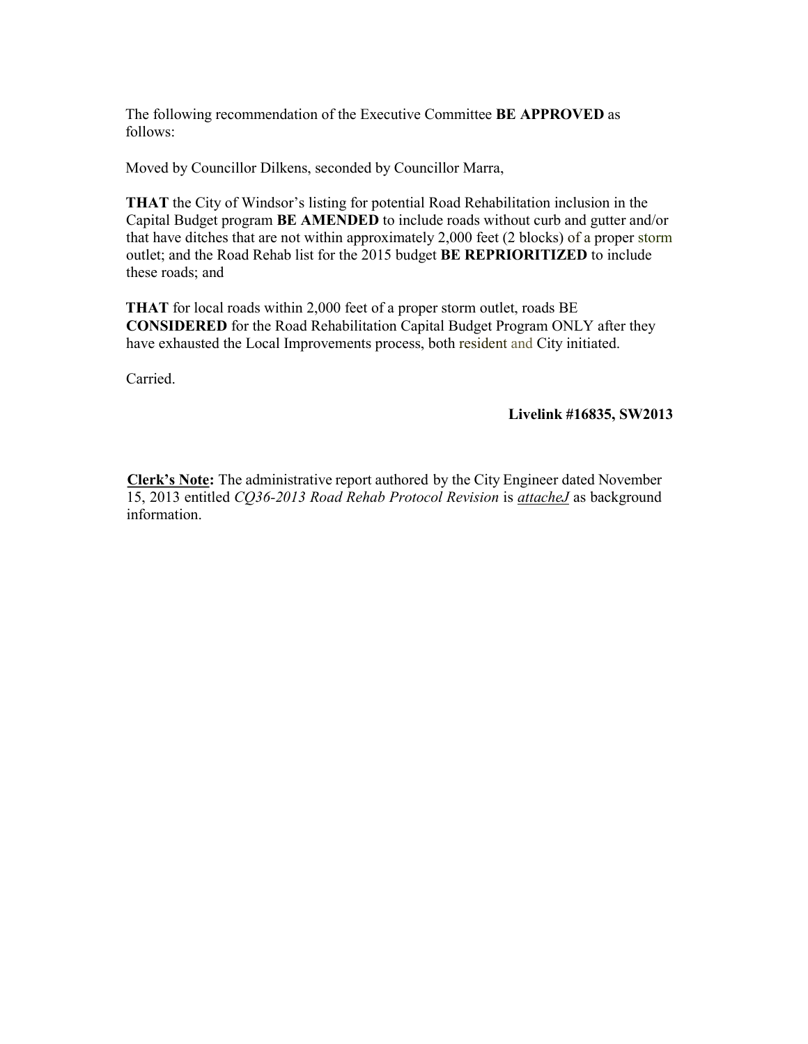The following recommendation of the Executive Committee **BE APPROVED** as follows:

Moved by Councillor Dilkens, seconded by Councillor Marra,

**THAT** the City of Windsor's listing for potential Road Rehabilitation inclusion in the Capital Budget program **BE AMENDED** to include roads without curb and gutter and/or that have ditches that are not within approximately 2,000 feet (2 blocks) of a proper storm outlet; and the Road Rehab list for the 2015 budget **BE REPRIORITIZED** to include these roads; and

**THAT** for local roads within 2,000 feet of a proper storm outlet, roads BE **CONSIDERED** for the Road Rehabilitation Capital Budget Program ONLY after they have exhausted the Local Improvements process, both resident and City initiated.

Carried.

**Livelink #16835, SW2013**

**<u>Clerk's Note</u>:** The administrative report authored by the City Engineer dated November 15, 2013 entitled *CQ36-2013 Road Rehab Protocol Revision* is *<u>attacheJ</u>* as background information.